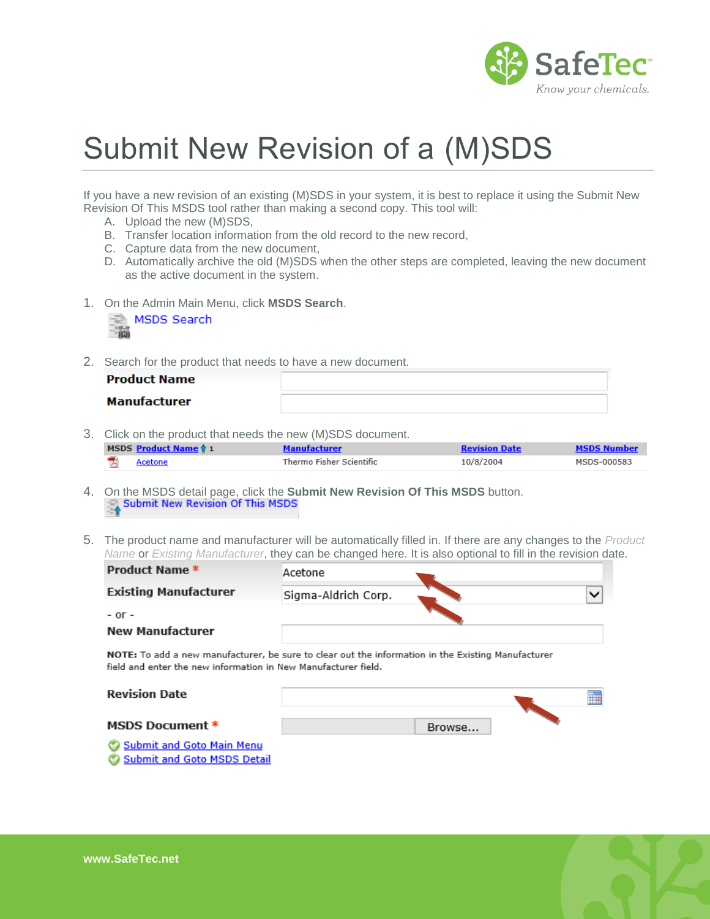# Submit New Revision of a (M)SDS

If you have a new revision of an existing (M)SDS in your system, it is best to replace it using the Submit New Revision Of This MSDS tool rather than making a second copy. This tool will:

A. Upload the new (M)SDS,
B. Transfer location information from the old record to the new record,
C. Capture data from the new document,
D. Automatically archive the old (M)SDS when the other steps are completed, leaving the new document as the active document in the system.

1. On the Admin Main Menu, click **MSDS Search**.

   MSDS Search

2. Search for the product that needs to have a new document.

   **Product Name**

   **Manufacturer**

3. Click on the product that needs the new (M)SDS document.

| MSDS | Product Name 1 | Manufacturer | Revision Date | MSDS Number |
|---|---|---|---|---|
| | Acetone | Thermo Fisher Scientific | 10/8/2004 | MSDS-000583 |

4. On the MSDS detail page, click the **Submit New Revision Of This MSDS** button.

   Submit New Revision Of This MSDS

5. The product name and manufacturer will be automatically filled in. If there are any changes to the *Product Name* or *Existing Manufacturer*, they can be changed here. It is also optional to fill in the revision date.

   **Product Name** * Acetone

   **Existing Manufacturer** Sigma-Aldrich Corp.

   \- or -

   **New Manufacturer**

   **NOTE:** To add a new manufacturer, be sure to clear out the information in the Existing Manufacturer field and enter the new information in New Manufacturer field.

   **Revision Date**

   **MSDS Document** * Browse...

   Submit and Goto Main Menu

   Submit and Goto MSDS Detail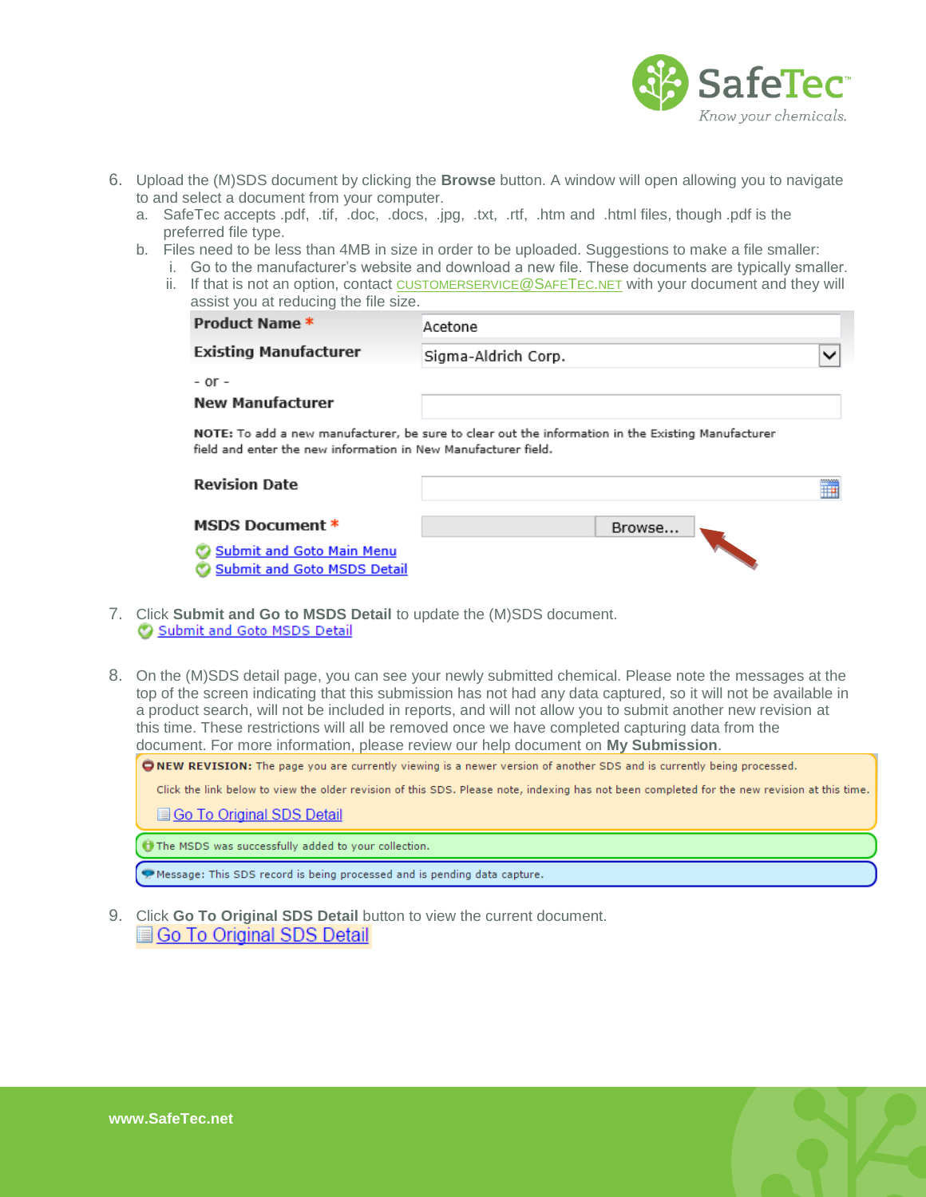6. Upload the (M)SDS document by clicking the **Browse** button. A window will open allowing you to navigate to and select a document from your computer.
   a. SafeTec accepts .pdf, .tif, .doc, .docs, .jpg, .txt, .rtf, .htm and .html files, though .pdf is the preferred file type.
   b. Files need to be less than 4MB in size in order to be uploaded. Suggestions to make a file smaller:
      i. Go to the manufacturer's website and download a new file. These documents are typically smaller.
      ii. If that is not an option, contact CUSTOMERSERVICE@SAFETEC.NET with your document and they will assist you at reducing the file size.

| | |
|---|---|
| **Product Name** * | Acetone |
| **Existing Manufacturer** | Sigma-Aldrich Corp. |
| - or - | |
| **New Manufacturer** | |

**NOTE:** To add a new manufacturer, be sure to clear out the information in the Existing Manufacturer field and enter the new information in New Manufacturer field.

| | |
|---|---|
| **Revision Date** | |
| **MSDS Document** * | Browse... |

Submit and Goto Main Menu
Submit and Goto MSDS Detail

7. Click **Submit and Go to MSDS Detail** to update the (M)SDS document.
   Submit and Goto MSDS Detail

8. On the (M)SDS detail page, you can see your newly submitted chemical. Please note the messages at the top of the screen indicating that this submission has not had any data captured, so it will not be available in a product search, will not be included in reports, and will not allow you to submit another new revision at this time. These restrictions will all be removed once we have completed capturing data from the document. For more information, please review our help document on **My Submission**.

   **NEW REVISION:** The page you are currently viewing is a newer version of another SDS and is currently being processed.

   Click the link below to view the older revision of this SDS. Please note, indexing has not been completed for the new revision at this time.

   Go To Original SDS Detail

   The MSDS was successfully added to your collection.

   Message: This SDS record is being processed and is pending data capture.

9. Click **Go To Original SDS Detail** button to view the current document.
   Go To Original SDS Detail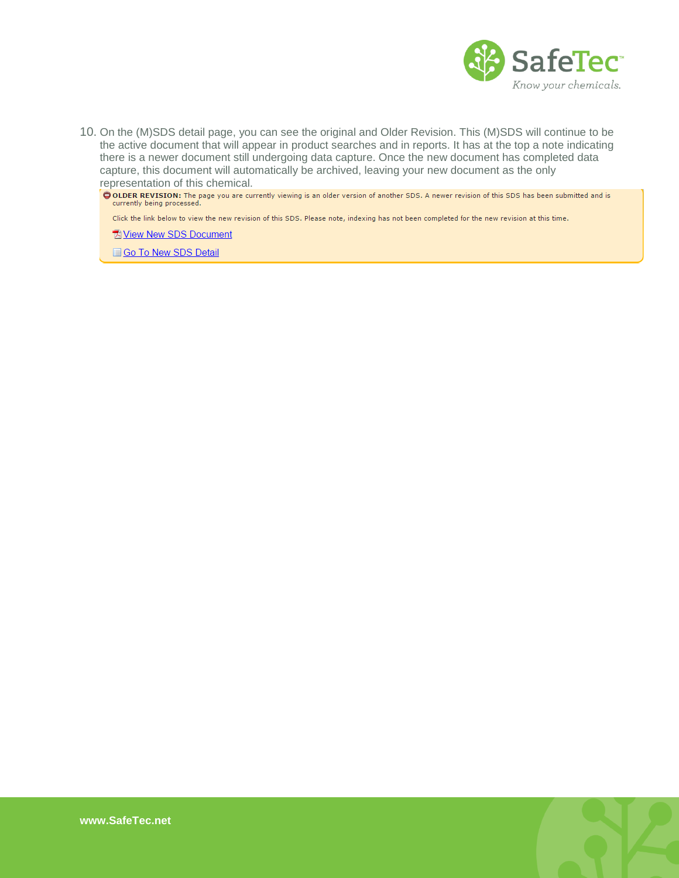10. On the (M)SDS detail page, you can see the original and Older Revision. This (M)SDS will continue to be the active document that will appear in product searches and in reports. It has at the top a note indicating there is a newer document still undergoing data capture. Once the new document has completed data capture, this document will automatically be archived, leaving your new document as the only representation of this chemical.

**OLDER REVISION:** The page you are currently viewing is an older version of another SDS. A newer revision of this SDS has been submitted and is currently being processed.

Click the link below to view the new revision of this SDS. Please note, indexing has not been completed for the new revision at this time.

View New SDS Document

Go To New SDS Detail